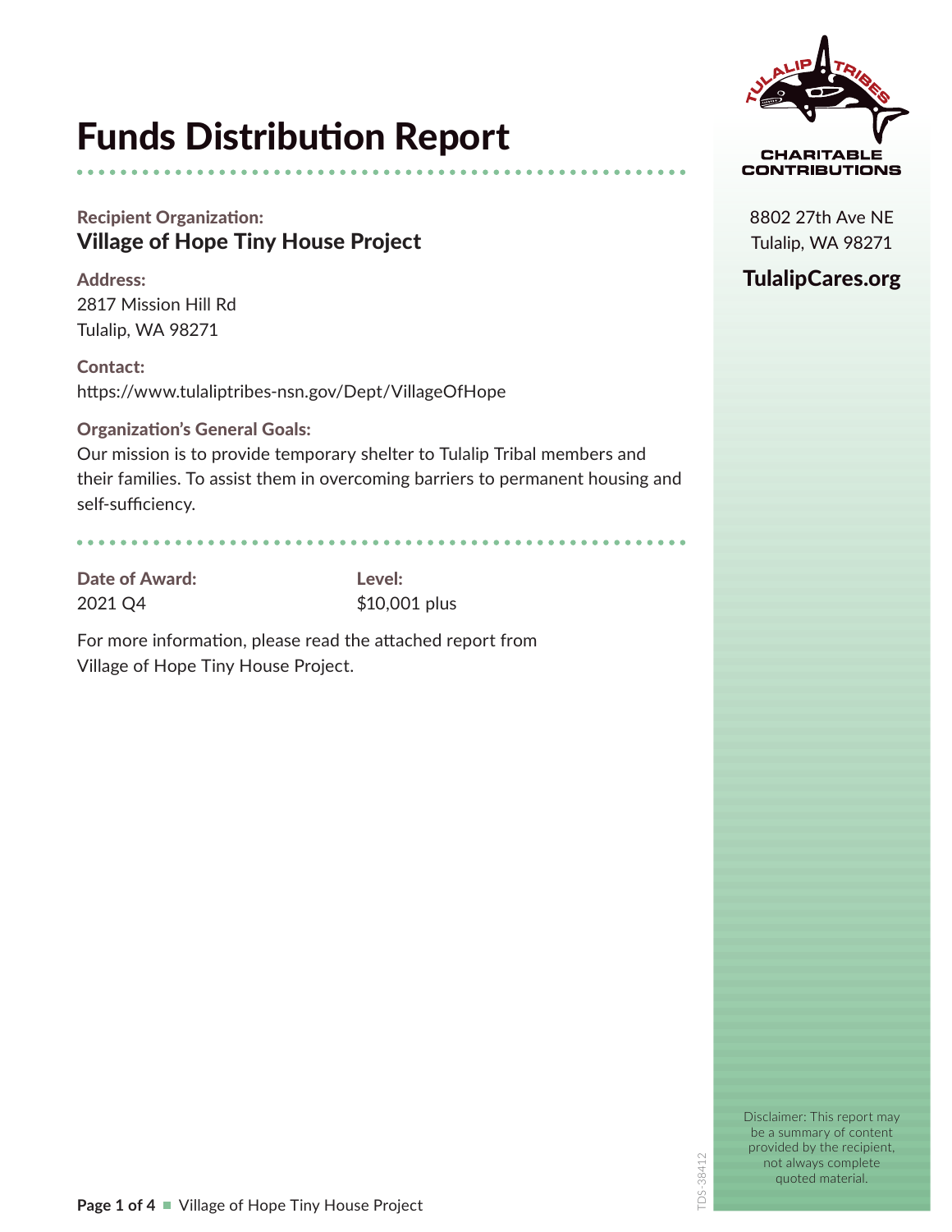# Funds Distribution Report

**Recipient Organization:**
**Village of Hope Tiny House Project**

**Address:**
2817 Mission Hill Rd
Tulalip, WA 98271

**Contact:**
https://www.tulaliptribes-nsn.gov/Dept/VillageOfHope

**Organization's General Goals:**
Our mission is to provide temporary shelter to Tulalip Tribal members and their families. To assist them in overcoming barriers to permanent housing and self-sufficiency.

**Date of Award:**
2021 Q4

**Level:**
$10,001 plus

For more information, please read the attached report from Village of Hope Tiny House Project.

CHARITABLE CONTRIBUTIONS

8802 27th Ave NE
Tulalip, WA 98271

**TulalipCares.org**

Disclaimer: This report may be a summary of content provided by the recipient, not always complete quoted material.

TDS-38412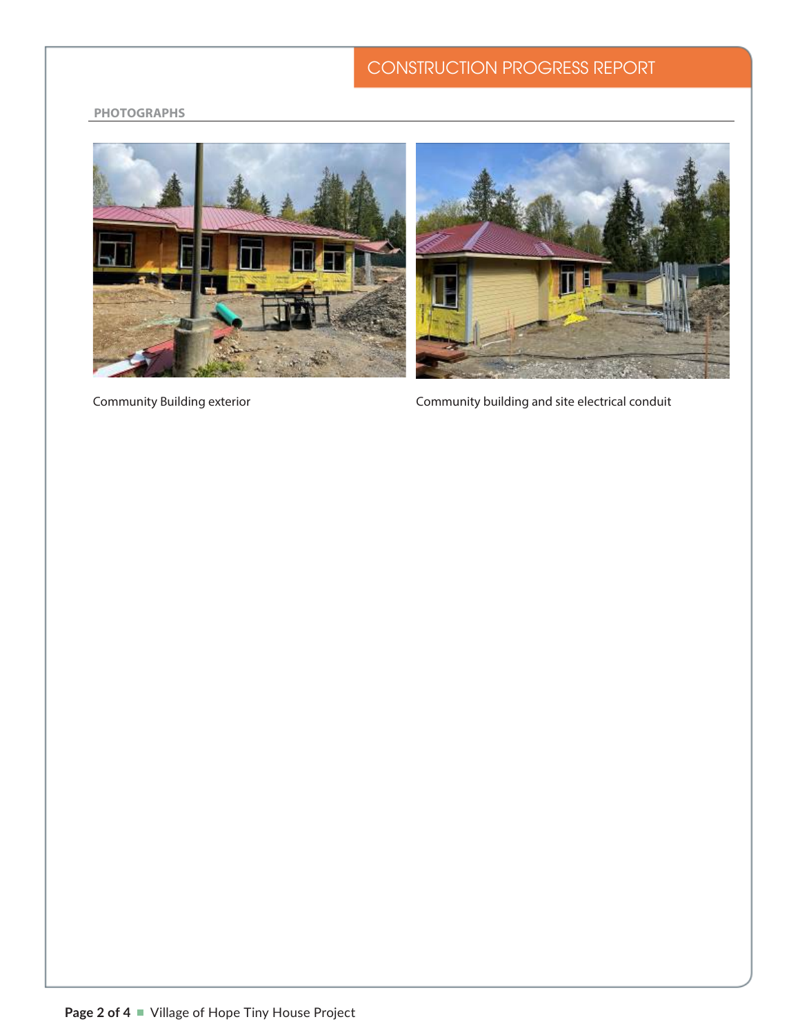## PHOTOGRAPHS

Community Building exterior

Community building and site electrical conduit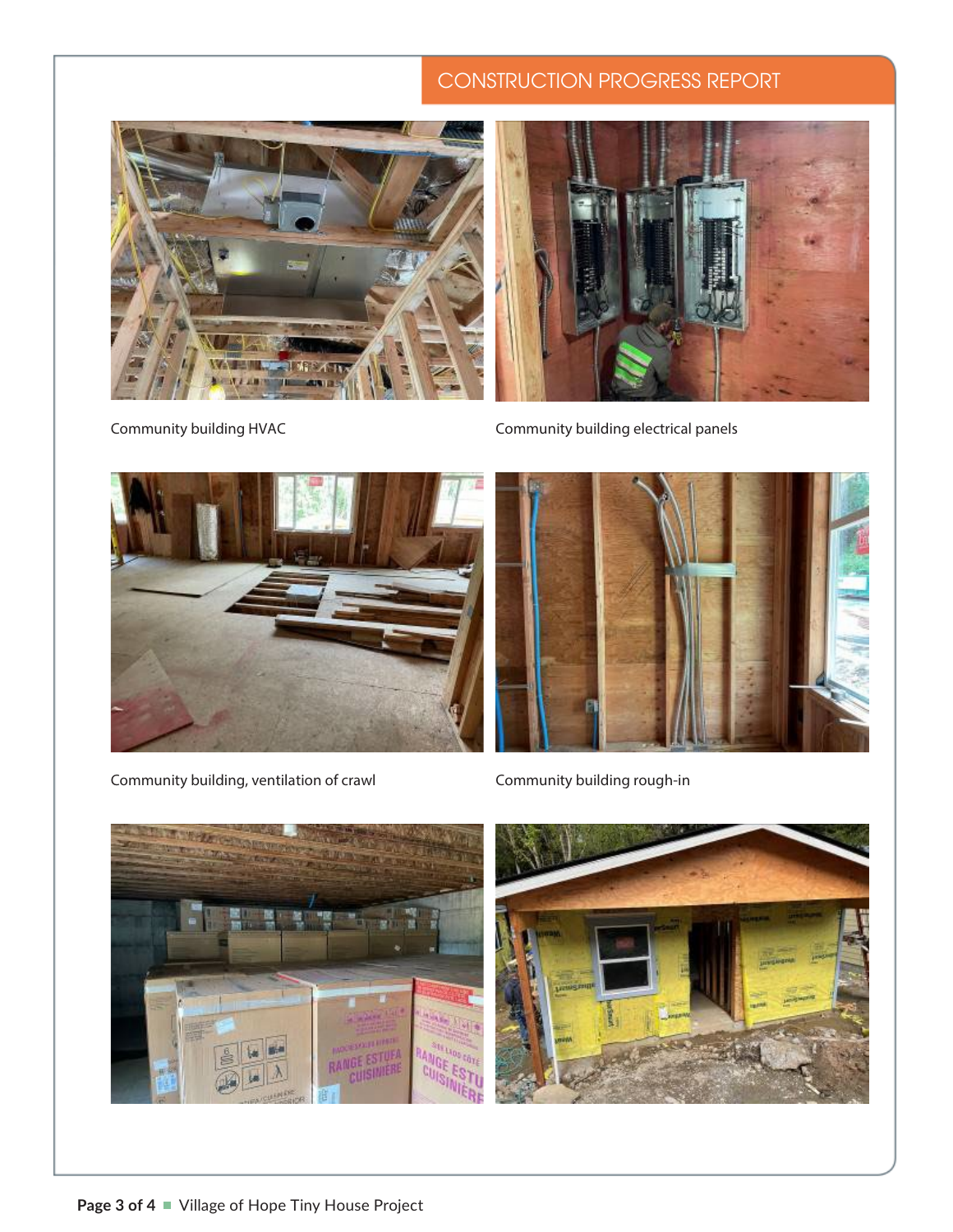## CONSTRUCTION PROGRESS REPORT

Community building HVAC

Community building electrical panels

Community building, ventilation of crawl

Community building rough-in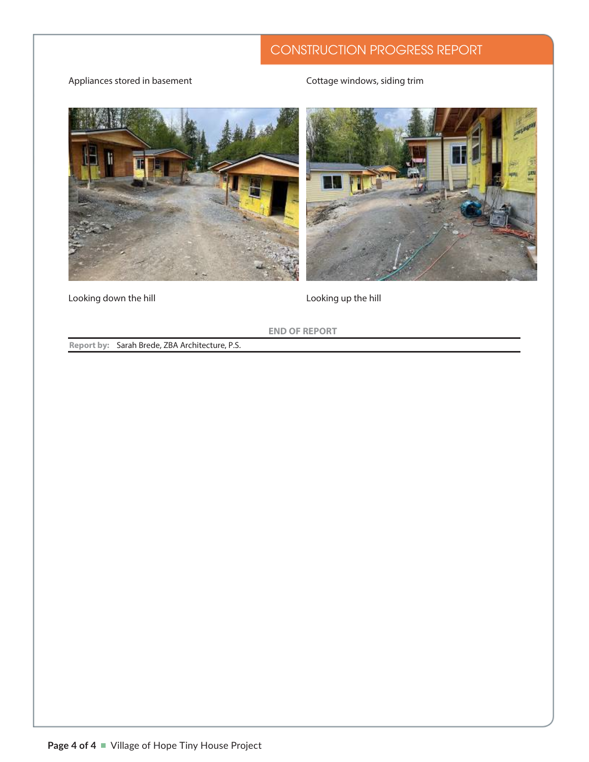## CONSTRUCTION PROGRESS REPORT

Appliances stored in basement

Cottage windows, siding trim

Looking down the hill

Looking up the hill

**END OF REPORT**

**Report by:** Sarah Brede, ZBA Architecture, P.S.